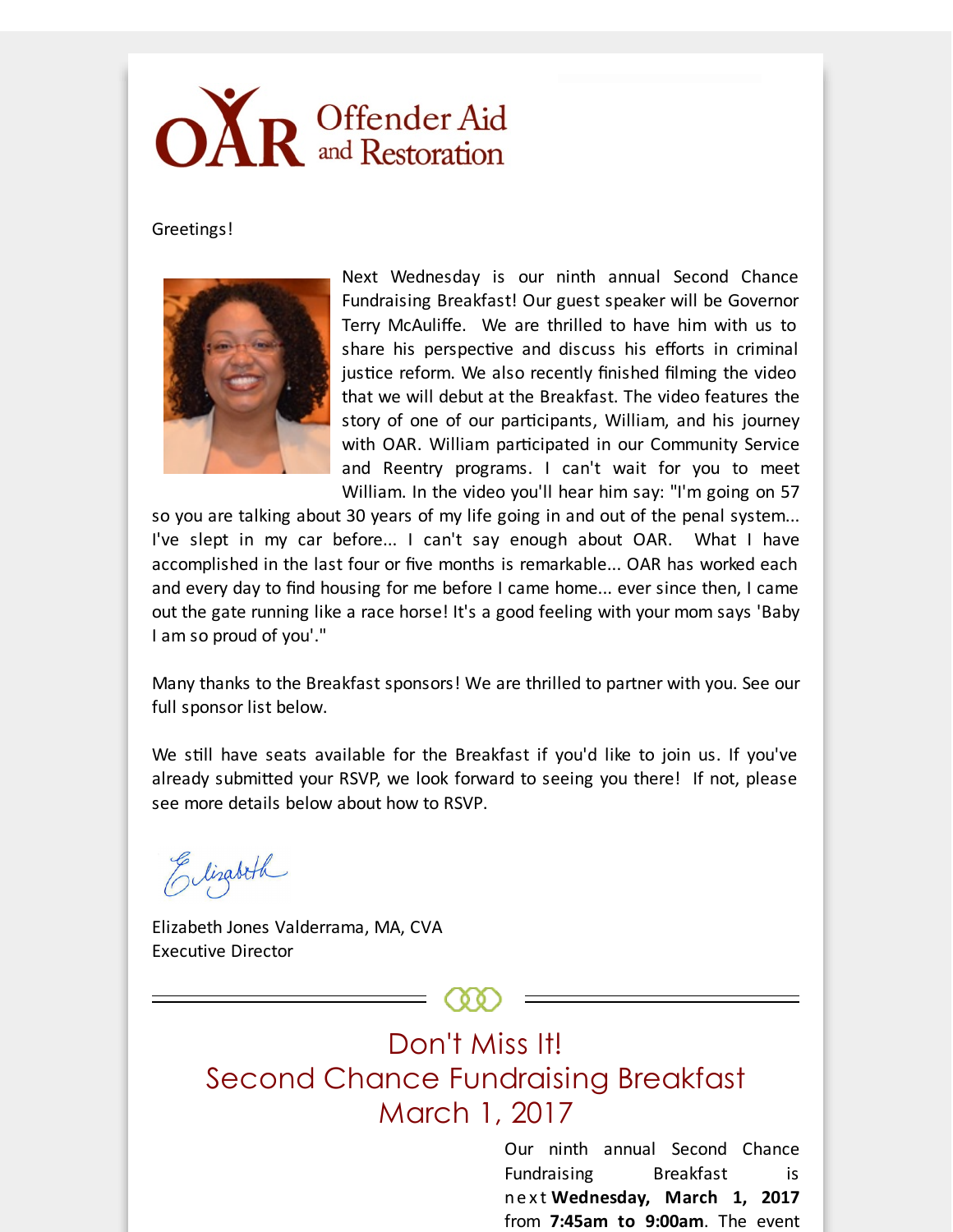OAR Offender Aid and Restoration

Greetings!

Next Wednesday is our ninth annual Second Chance Fundraising Breakfast! Our guest speaker will be Governor Terry McAuliffe. We are thrilled to have him with us to share his perspective and discuss his efforts in criminal justice reform. We also recently finished filming the video that we will debut at the Breakfast. The video features the story of one of our participants, William, and his journey with OAR. William participated in our Community Service and Reentry programs. I can't wait for you to meet William. In the video you'll hear him say: "I'm going on 57 so you are talking about 30 years of my life going in and out of the penal system... I've slept in my car before... I can't say enough about OAR. What I have accomplished in the last four or five months is remarkable... OAR has worked each and every day to find housing for me before I came home... ever since then, I came out the gate running like a race horse! It's a good feeling with your mom says 'Baby I am so proud of you'."

Many thanks to the Breakfast sponsors! We are thrilled to partner with you. See our full sponsor list below.

We still have seats available for the Breakfast if you'd like to join us. If you've already submitted your RSVP, we look forward to seeing you there! If not, please see more details below about how to RSVP.

Elizabeth

Elizabeth Jones Valderrama, MA, CVA
Executive Director

## Don't Miss It!
## Second Chance Fundraising Breakfast
## March 1, 2017

Our ninth annual Second Chance Fundraising Breakfast is next **Wednesday, March 1, 2017** from **7:45am to 9:00am**. The event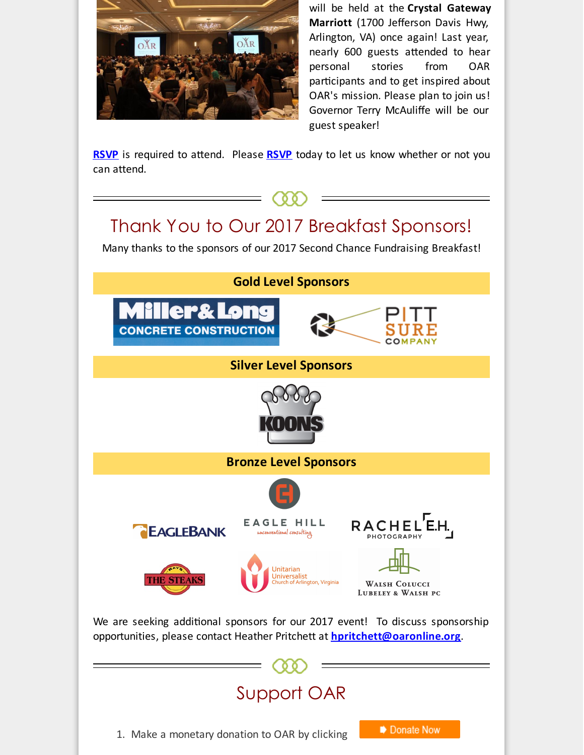will be held at the **Crystal Gateway Marriott** (1700 Jefferson Davis Hwy, Arlington, VA) once again! Last year, nearly 600 guests attended to hear personal stories from OAR participants and to get inspired about OAR's mission. Please plan to join us! Governor Terry McAuliffe will be our guest speaker!

**RSVP** is required to attend. Please **RSVP** today to let us know whether or not you can attend.

## Thank You to Our 2017 Breakfast Sponsors!

Many thanks to the sponsors of our 2017 Second Chance Fundraising Breakfast!

**Gold Level Sponsors**

Miller & Long Concrete Construction

Pitt Sure Company

**Silver Level Sponsors**

Koons

**Bronze Level Sponsors**

EagleBank

Eagle Hill unconventional consulting

Rachel E.H. Photography

Ray's The Steaks

Unitarian Universalist Church of Arlington, Virginia

Walsh Colucci Lubeley & Walsh PC

We are seeking additional sponsors for our 2017 event! To discuss sponsorship opportunities, please contact Heather Pritchett at **hpritchett@oaronline.org**.

## Support OAR

1. Make a monetary donation to OAR by clicking Donate Now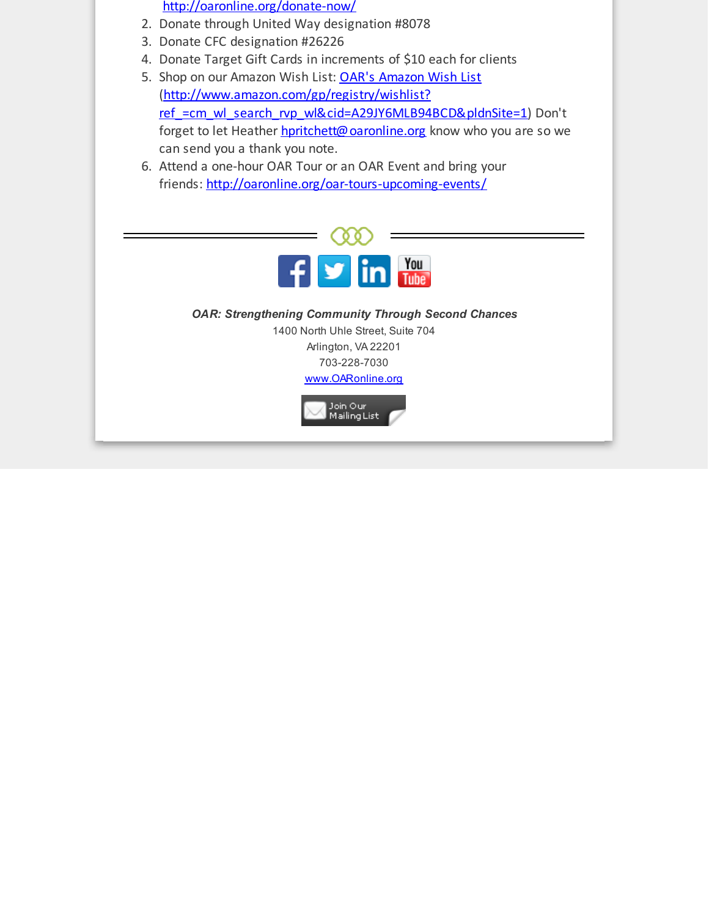http://oaronline.org/donate-now/

2. Donate through United Way designation #8078
3. Donate CFC designation #26226
4. Donate Target Gift Cards in increments of $10 each for clients
5. Shop on our Amazon Wish List: [OAR's Amazon Wish List](http://www.amazon.com/gp/registry/wishlist?ref_=cm_wl_search_rvp_wl&cid=A29JY6MLB94BCD&pldnSite=1) (http://www.amazon.com/gp/registry/wishlist?ref_=cm_wl_search_rvp_wl&cid=A29JY6MLB94BCD&pldnSite=1) Don't forget to let Heather hpritchett@oaronline.org know who you are so we can send you a thank you note.
6. Attend a one-hour OAR Tour or an OAR Event and bring your friends: http://oaronline.org/oar-tours-upcoming-events/

---

***OAR: Strengthening Community Through Second Chances***

1400 North Uhle Street, Suite 704
Arlington, VA 22201
703-228-7030
www.OARonline.org

Join Our Mailing List